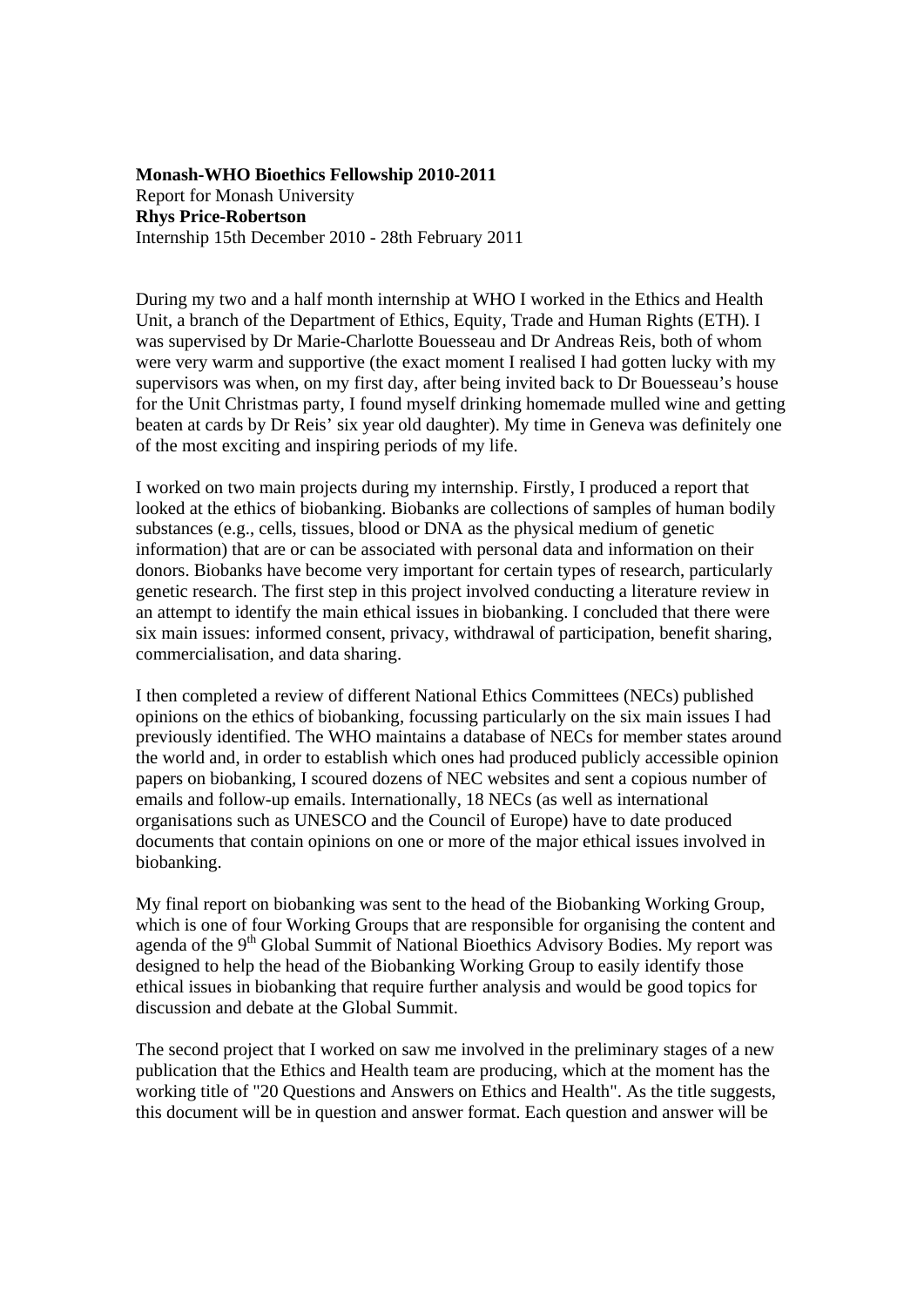**Monash-WHO Bioethics Fellowship 2010-2011**
Report for Monash University
**Rhys Price-Robertson**
Internship 15th December 2010 - 28th February 2011

During my two and a half month internship at WHO I worked in the Ethics and Health Unit, a branch of the Department of Ethics, Equity, Trade and Human Rights (ETH). I was supervised by Dr Marie-Charlotte Bouesseau and Dr Andreas Reis, both of whom were very warm and supportive (the exact moment I realised I had gotten lucky with my supervisors was when, on my first day, after being invited back to Dr Bouesseau's house for the Unit Christmas party, I found myself drinking homemade mulled wine and getting beaten at cards by Dr Reis' six year old daughter). My time in Geneva was definitely one of the most exciting and inspiring periods of my life.

I worked on two main projects during my internship. Firstly, I produced a report that looked at the ethics of biobanking. Biobanks are collections of samples of human bodily substances (e.g., cells, tissues, blood or DNA as the physical medium of genetic information) that are or can be associated with personal data and information on their donors. Biobanks have become very important for certain types of research, particularly genetic research. The first step in this project involved conducting a literature review in an attempt to identify the main ethical issues in biobanking. I concluded that there were six main issues: informed consent, privacy, withdrawal of participation, benefit sharing, commercialisation, and data sharing.

I then completed a review of different National Ethics Committees (NECs) published opinions on the ethics of biobanking, focussing particularly on the six main issues I had previously identified. The WHO maintains a database of NECs for member states around the world and, in order to establish which ones had produced publicly accessible opinion papers on biobanking, I scoured dozens of NEC websites and sent a copious number of emails and follow-up emails. Internationally, 18 NECs (as well as international organisations such as UNESCO and the Council of Europe) have to date produced documents that contain opinions on one or more of the major ethical issues involved in biobanking.

My final report on biobanking was sent to the head of the Biobanking Working Group, which is one of four Working Groups that are responsible for organising the content and agenda of the 9th Global Summit of National Bioethics Advisory Bodies. My report was designed to help the head of the Biobanking Working Group to easily identify those ethical issues in biobanking that require further analysis and would be good topics for discussion and debate at the Global Summit.

The second project that I worked on saw me involved in the preliminary stages of a new publication that the Ethics and Health team are producing, which at the moment has the working title of "20 Questions and Answers on Ethics and Health". As the title suggests, this document will be in question and answer format. Each question and answer will be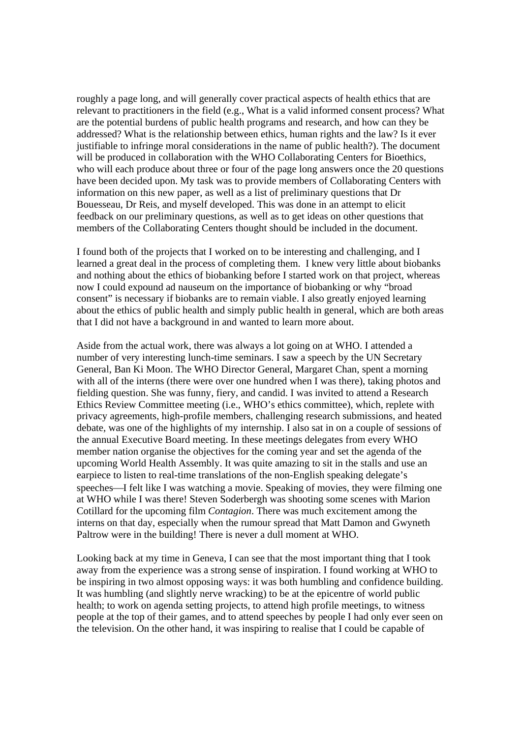roughly a page long, and will generally cover practical aspects of health ethics that are relevant to practitioners in the field (e.g., What is a valid informed consent process? What are the potential burdens of public health programs and research, and how can they be addressed? What is the relationship between ethics, human rights and the law? Is it ever justifiable to infringe moral considerations in the name of public health?). The document will be produced in collaboration with the WHO Collaborating Centers for Bioethics, who will each produce about three or four of the page long answers once the 20 questions have been decided upon. My task was to provide members of Collaborating Centers with information on this new paper, as well as a list of preliminary questions that Dr Bouesseau, Dr Reis, and myself developed. This was done in an attempt to elicit feedback on our preliminary questions, as well as to get ideas on other questions that members of the Collaborating Centers thought should be included in the document.

I found both of the projects that I worked on to be interesting and challenging, and I learned a great deal in the process of completing them. I knew very little about biobanks and nothing about the ethics of biobanking before I started work on that project, whereas now I could expound ad nauseum on the importance of biobanking or why "broad consent" is necessary if biobanks are to remain viable. I also greatly enjoyed learning about the ethics of public health and simply public health in general, which are both areas that I did not have a background in and wanted to learn more about.

Aside from the actual work, there was always a lot going on at WHO. I attended a number of very interesting lunch-time seminars. I saw a speech by the UN Secretary General, Ban Ki Moon. The WHO Director General, Margaret Chan, spent a morning with all of the interns (there were over one hundred when I was there), taking photos and fielding question. She was funny, fiery, and candid. I was invited to attend a Research Ethics Review Committee meeting (i.e., WHO's ethics committee), which, replete with privacy agreements, high-profile members, challenging research submissions, and heated debate, was one of the highlights of my internship. I also sat in on a couple of sessions of the annual Executive Board meeting. In these meetings delegates from every WHO member nation organise the objectives for the coming year and set the agenda of the upcoming World Health Assembly. It was quite amazing to sit in the stalls and use an earpiece to listen to real-time translations of the non-English speaking delegate's speeches—I felt like I was watching a movie. Speaking of movies, they were filming one at WHO while I was there! Steven Soderbergh was shooting some scenes with Marion Cotillard for the upcoming film *Contagion*. There was much excitement among the interns on that day, especially when the rumour spread that Matt Damon and Gwyneth Paltrow were in the building! There is never a dull moment at WHO.

Looking back at my time in Geneva, I can see that the most important thing that I took away from the experience was a strong sense of inspiration. I found working at WHO to be inspiring in two almost opposing ways: it was both humbling and confidence building. It was humbling (and slightly nerve wracking) to be at the epicentre of world public health; to work on agenda setting projects, to attend high profile meetings, to witness people at the top of their games, and to attend speeches by people I had only ever seen on the television. On the other hand, it was inspiring to realise that I could be capable of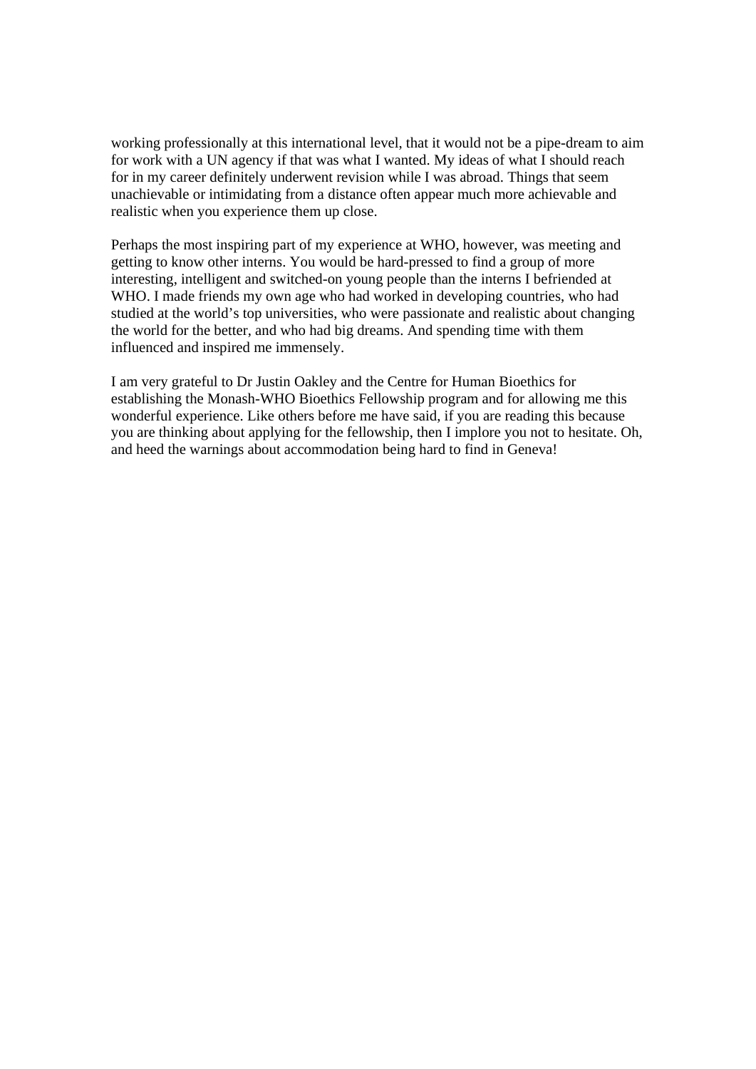working professionally at this international level, that it would not be a pipe-dream to aim for work with a UN agency if that was what I wanted. My ideas of what I should reach for in my career definitely underwent revision while I was abroad. Things that seem unachievable or intimidating from a distance often appear much more achievable and realistic when you experience them up close.

Perhaps the most inspiring part of my experience at WHO, however, was meeting and getting to know other interns. You would be hard-pressed to find a group of more interesting, intelligent and switched-on young people than the interns I befriended at WHO. I made friends my own age who had worked in developing countries, who had studied at the world's top universities, who were passionate and realistic about changing the world for the better, and who had big dreams. And spending time with them influenced and inspired me immensely.

I am very grateful to Dr Justin Oakley and the Centre for Human Bioethics for establishing the Monash-WHO Bioethics Fellowship program and for allowing me this wonderful experience. Like others before me have said, if you are reading this because you are thinking about applying for the fellowship, then I implore you not to hesitate. Oh, and heed the warnings about accommodation being hard to find in Geneva!